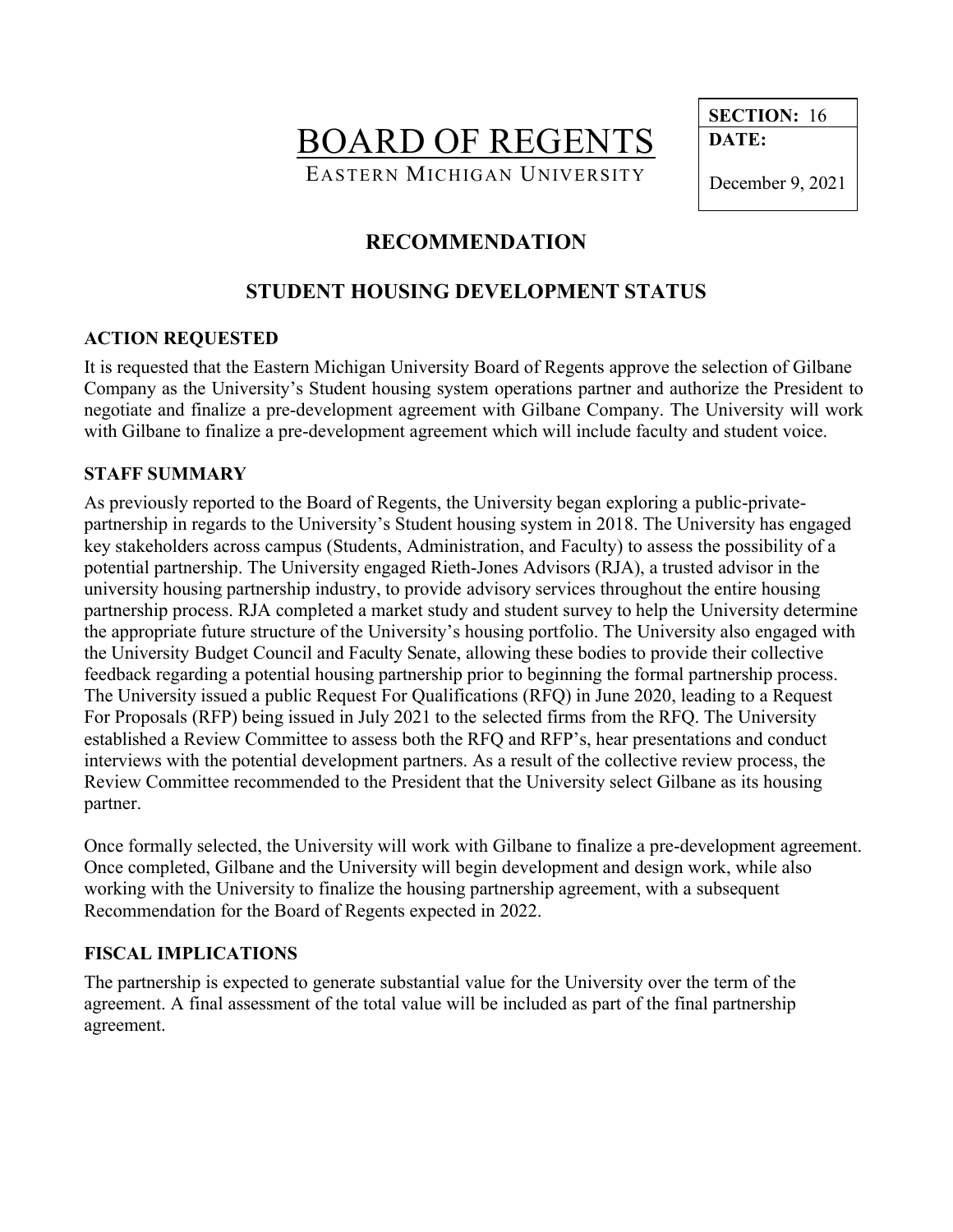# BOARD OF REGENTS

EASTERN MICHIGAN UNIVERSITY

| SECTION: 16 |
| --- |
| DATE: December 9, 2021 |

## RECOMMENDATION

## STUDENT HOUSING DEVELOPMENT STATUS

### ACTION REQUESTED

It is requested that the Eastern Michigan University Board of Regents approve the selection of Gilbane Company as the University's Student housing system operations partner and authorize the President to negotiate and finalize a pre-development agreement with Gilbane Company. The University will work with Gilbane to finalize a pre-development agreement which will include faculty and student voice.

### STAFF SUMMARY

As previously reported to the Board of Regents, the University began exploring a public-private-partnership in regards to the University's Student housing system in 2018. The University has engaged key stakeholders across campus (Students, Administration, and Faculty) to assess the possibility of a potential partnership. The University engaged Rieth-Jones Advisors (RJA), a trusted advisor in the university housing partnership industry, to provide advisory services throughout the entire housing partnership process. RJA completed a market study and student survey to help the University determine the appropriate future structure of the University's housing portfolio. The University also engaged with the University Budget Council and Faculty Senate, allowing these bodies to provide their collective feedback regarding a potential housing partnership prior to beginning the formal partnership process. The University issued a public Request For Qualifications (RFQ) in June 2020, leading to a Request For Proposals (RFP) being issued in July 2021 to the selected firms from the RFQ. The University established a Review Committee to assess both the RFQ and RFP's, hear presentations and conduct interviews with the potential development partners. As a result of the collective review process, the Review Committee recommended to the President that the University select Gilbane as its housing partner.

Once formally selected, the University will work with Gilbane to finalize a pre-development agreement. Once completed, Gilbane and the University will begin development and design work, while also working with the University to finalize the housing partnership agreement, with a subsequent Recommendation for the Board of Regents expected in 2022.

### FISCAL IMPLICATIONS

The partnership is expected to generate substantial value for the University over the term of the agreement. A final assessment of the total value will be included as part of the final partnership agreement.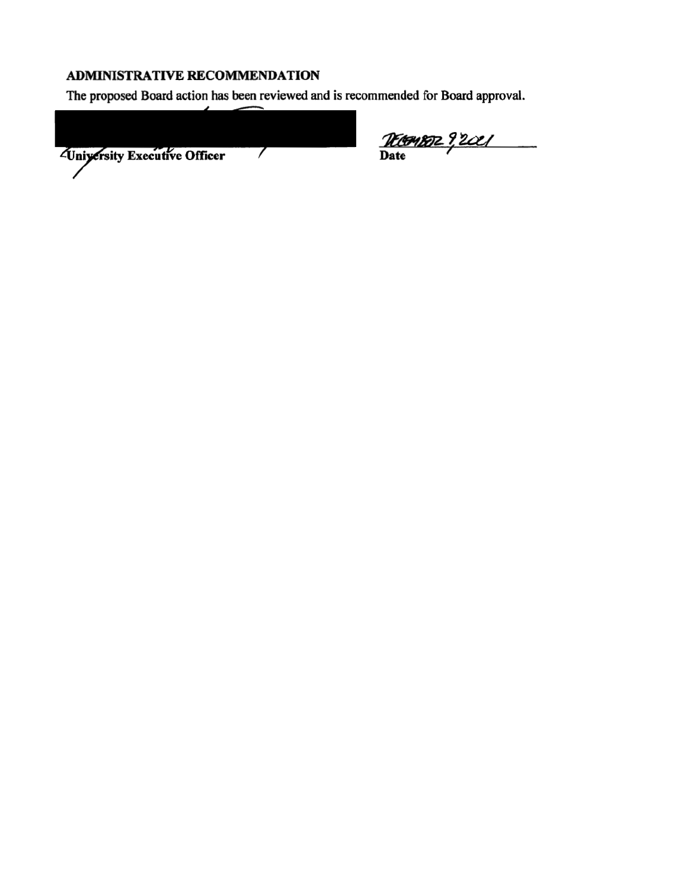**ADMINISTRATIVE RECOMMENDATION**

The proposed Board action has been reviewed and is recommended for Board approval.

University Executive Officer

December 9, 2021

Date